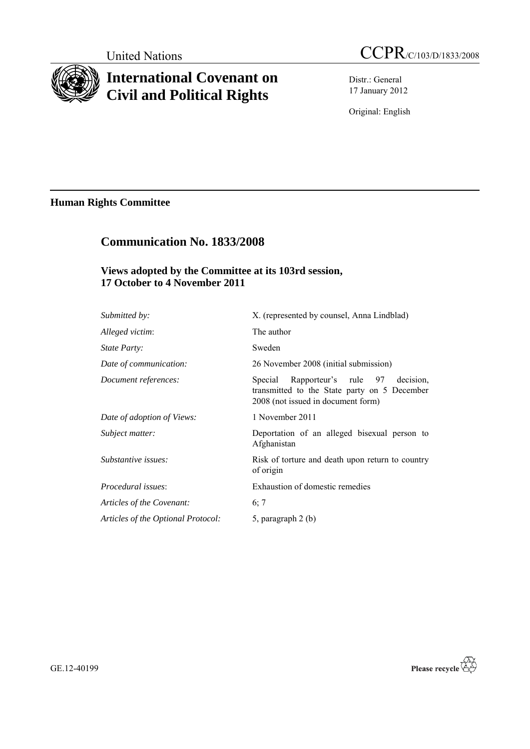United Nations | CCPR/C/103/D/1833/2008

# International Covenant on Civil and Political Rights

Distr.: General
17 January 2012

Original: English

---

**Human Rights Committee**

## Communication No. 1833/2008

### Views adopted by the Committee at its 103rd session, 17 October to 4 November 2011

| | |
|---|---|
| *Submitted by:* | X. (represented by counsel, Anna Lindblad) |
| *Alleged victim*: | The author |
| *State Party:* | Sweden |
| *Date of communication:* | 26 November 2008 (initial submission) |
| *Document references:* | Special Rapporteur's rule 97 decision, transmitted to the State party on 5 December 2008 (not issued in document form) |
| *Date of adoption of Views:* | 1 November 2011 |
| *Subject matter:* | Deportation of an alleged bisexual person to Afghanistan |
| *Substantive issues:* | Risk of torture and death upon return to country of origin |
| *Procedural issues*: | Exhaustion of domestic remedies |
| *Articles of the Covenant:* | 6; 7 |
| *Articles of the Optional Protocol:* | 5, paragraph 2 (b) |

GE.12-40199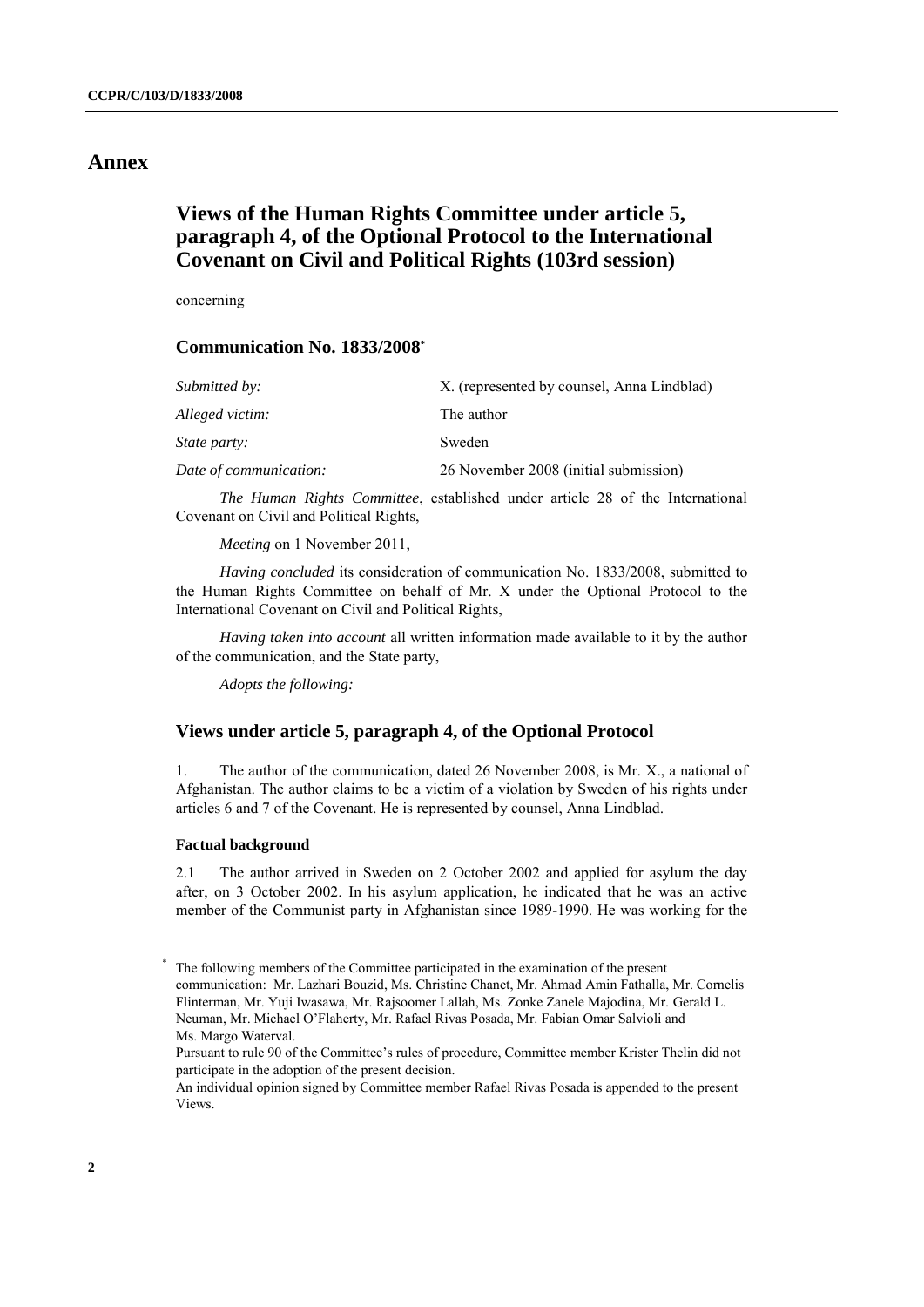# Annex

## Views of the Human Rights Committee under article 5, paragraph 4, of the Optional Protocol to the International Covenant on Civil and Political Rights (103rd session)

concerning

### Communication No. 1833/2008[*]

| | |
|---|---|
| *Submitted by:* | X. (represented by counsel, Anna Lindblad) |
| *Alleged victim:* | The author |
| *State party:* | Sweden |
| *Date of communication:* | 26 November 2008 (initial submission) |

*The Human Rights Committee*, established under article 28 of the International Covenant on Civil and Political Rights,

*Meeting* on 1 November 2011,

*Having concluded* its consideration of communication No. 1833/2008, submitted to the Human Rights Committee on behalf of Mr. X under the Optional Protocol to the International Covenant on Civil and Political Rights,

*Having taken into account* all written information made available to it by the author of the communication, and the State party,

*Adopts the following:*

### Views under article 5, paragraph 4, of the Optional Protocol

1. The author of the communication, dated 26 November 2008, is Mr. X., a national of Afghanistan. The author claims to be a victim of a violation by Sweden of his rights under articles 6 and 7 of the Covenant. He is represented by counsel, Anna Lindblad.

#### Factual background

2.1 The author arrived in Sweden on 2 October 2002 and applied for asylum the day after, on 3 October 2002. In his asylum application, he indicated that he was an active member of the Communist party in Afghanistan since 1989-1990. He was working for the

---

[*] The following members of the Committee participated in the examination of the present communication: Mr. Lazhari Bouzid, Ms. Christine Chanet, Mr. Ahmad Amin Fathalla, Mr. Cornelis Flinterman, Mr. Yuji Iwasawa, Mr. Rajsoomer Lallah, Ms. Zonke Zanele Majodina, Mr. Gerald L. Neuman, Mr. Michael O'Flaherty, Mr. Rafael Rivas Posada, Mr. Fabian Omar Salvioli and Ms. Margo Waterval.

Pursuant to rule 90 of the Committee's rules of procedure, Committee member Krister Thelin did not participate in the adoption of the present decision.

An individual opinion signed by Committee member Rafael Rivas Posada is appended to the present Views.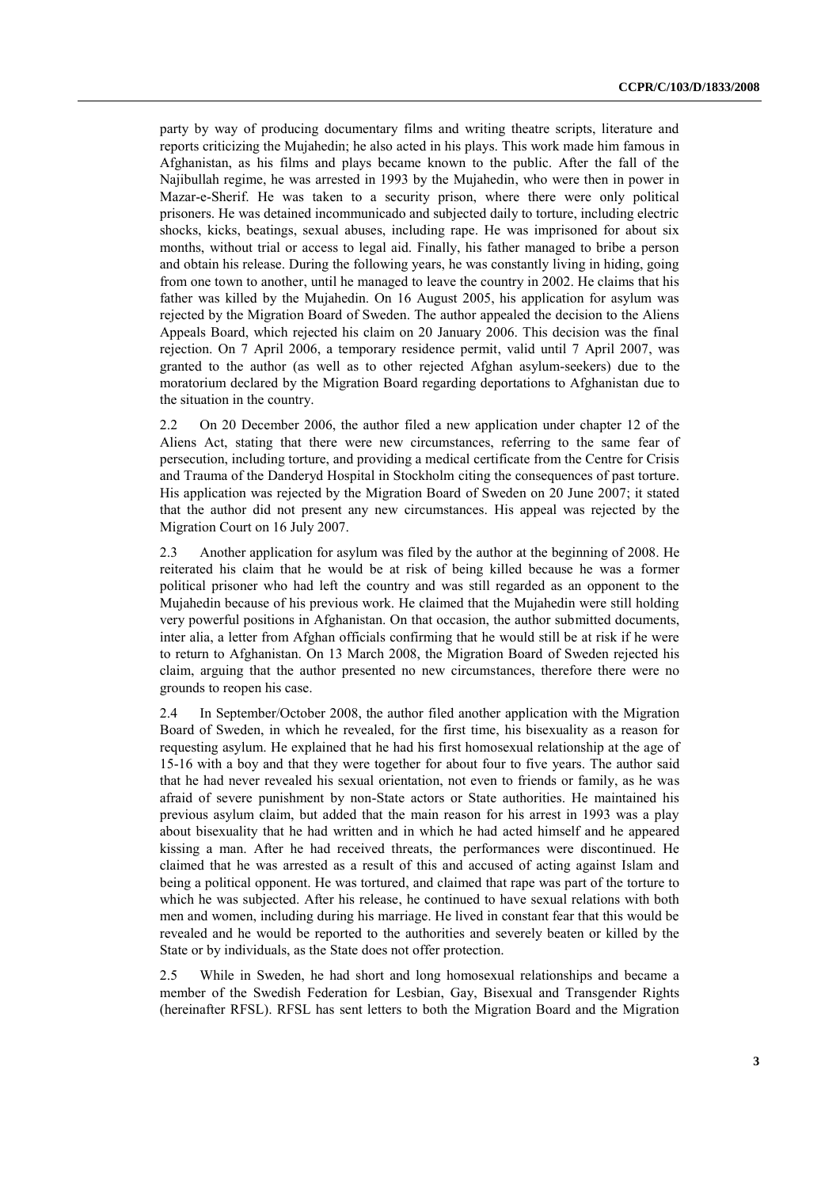party by way of producing documentary films and writing theatre scripts, literature and reports criticizing the Mujahedin; he also acted in his plays. This work made him famous in Afghanistan, as his films and plays became known to the public. After the fall of the Najibullah regime, he was arrested in 1993 by the Mujahedin, who were then in power in Mazar-e-Sherif. He was taken to a security prison, where there were only political prisoners. He was detained incommunicado and subjected daily to torture, including electric shocks, kicks, beatings, sexual abuses, including rape. He was imprisoned for about six months, without trial or access to legal aid. Finally, his father managed to bribe a person and obtain his release. During the following years, he was constantly living in hiding, going from one town to another, until he managed to leave the country in 2002. He claims that his father was killed by the Mujahedin. On 16 August 2005, his application for asylum was rejected by the Migration Board of Sweden. The author appealed the decision to the Aliens Appeals Board, which rejected his claim on 20 January 2006. This decision was the final rejection. On 7 April 2006, a temporary residence permit, valid until 7 April 2007, was granted to the author (as well as to other rejected Afghan asylum-seekers) due to the moratorium declared by the Migration Board regarding deportations to Afghanistan due to the situation in the country.

2.2 On 20 December 2006, the author filed a new application under chapter 12 of the Aliens Act, stating that there were new circumstances, referring to the same fear of persecution, including torture, and providing a medical certificate from the Centre for Crisis and Trauma of the Danderyd Hospital in Stockholm citing the consequences of past torture. His application was rejected by the Migration Board of Sweden on 20 June 2007; it stated that the author did not present any new circumstances. His appeal was rejected by the Migration Court on 16 July 2007.

2.3 Another application for asylum was filed by the author at the beginning of 2008. He reiterated his claim that he would be at risk of being killed because he was a former political prisoner who had left the country and was still regarded as an opponent to the Mujahedin because of his previous work. He claimed that the Mujahedin were still holding very powerful positions in Afghanistan. On that occasion, the author submitted documents, inter alia, a letter from Afghan officials confirming that he would still be at risk if he were to return to Afghanistan. On 13 March 2008, the Migration Board of Sweden rejected his claim, arguing that the author presented no new circumstances, therefore there were no grounds to reopen his case.

2.4 In September/October 2008, the author filed another application with the Migration Board of Sweden, in which he revealed, for the first time, his bisexuality as a reason for requesting asylum. He explained that he had his first homosexual relationship at the age of 15-16 with a boy and that they were together for about four to five years. The author said that he had never revealed his sexual orientation, not even to friends or family, as he was afraid of severe punishment by non-State actors or State authorities. He maintained his previous asylum claim, but added that the main reason for his arrest in 1993 was a play about bisexuality that he had written and in which he had acted himself and he appeared kissing a man. After he had received threats, the performances were discontinued. He claimed that he was arrested as a result of this and accused of acting against Islam and being a political opponent. He was tortured, and claimed that rape was part of the torture to which he was subjected. After his release, he continued to have sexual relations with both men and women, including during his marriage. He lived in constant fear that this would be revealed and he would be reported to the authorities and severely beaten or killed by the State or by individuals, as the State does not offer protection.

2.5 While in Sweden, he had short and long homosexual relationships and became a member of the Swedish Federation for Lesbian, Gay, Bisexual and Transgender Rights (hereinafter RFSL). RFSL has sent letters to both the Migration Board and the Migration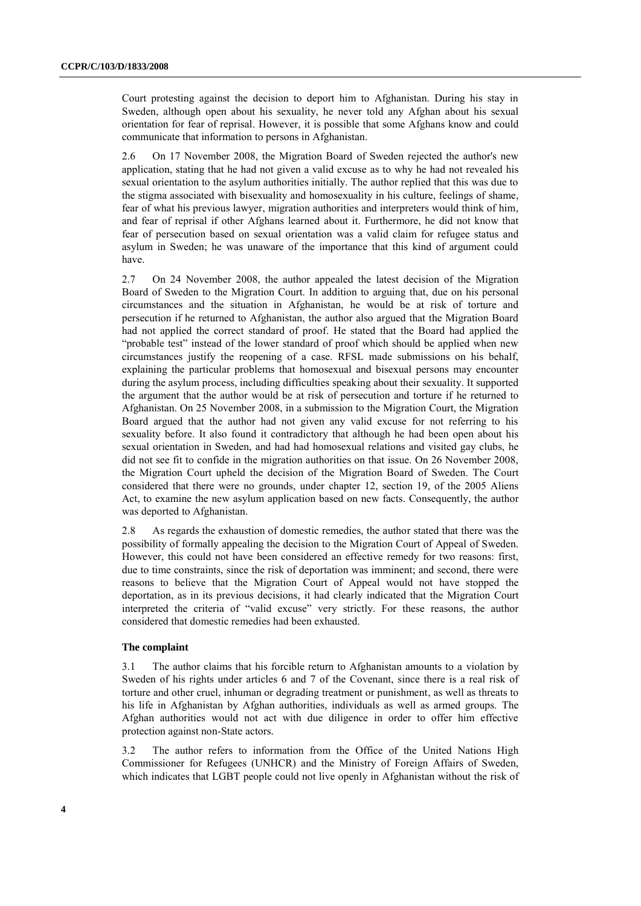Court protesting against the decision to deport him to Afghanistan. During his stay in Sweden, although open about his sexuality, he never told any Afghan about his sexual orientation for fear of reprisal. However, it is possible that some Afghans know and could communicate that information to persons in Afghanistan.

2.6 On 17 November 2008, the Migration Board of Sweden rejected the author's new application, stating that he had not given a valid excuse as to why he had not revealed his sexual orientation to the asylum authorities initially. The author replied that this was due to the stigma associated with bisexuality and homosexuality in his culture, feelings of shame, fear of what his previous lawyer, migration authorities and interpreters would think of him, and fear of reprisal if other Afghans learned about it. Furthermore, he did not know that fear of persecution based on sexual orientation was a valid claim for refugee status and asylum in Sweden; he was unaware of the importance that this kind of argument could have.

2.7 On 24 November 2008, the author appealed the latest decision of the Migration Board of Sweden to the Migration Court. In addition to arguing that, due on his personal circumstances and the situation in Afghanistan, he would be at risk of torture and persecution if he returned to Afghanistan, the author also argued that the Migration Board had not applied the correct standard of proof. He stated that the Board had applied the "probable test" instead of the lower standard of proof which should be applied when new circumstances justify the reopening of a case. RFSL made submissions on his behalf, explaining the particular problems that homosexual and bisexual persons may encounter during the asylum process, including difficulties speaking about their sexuality. It supported the argument that the author would be at risk of persecution and torture if he returned to Afghanistan. On 25 November 2008, in a submission to the Migration Court, the Migration Board argued that the author had not given any valid excuse for not referring to his sexuality before. It also found it contradictory that although he had been open about his sexual orientation in Sweden, and had had homosexual relations and visited gay clubs, he did not see fit to confide in the migration authorities on that issue. On 26 November 2008, the Migration Court upheld the decision of the Migration Board of Sweden. The Court considered that there were no grounds, under chapter 12, section 19, of the 2005 Aliens Act, to examine the new asylum application based on new facts. Consequently, the author was deported to Afghanistan.

2.8 As regards the exhaustion of domestic remedies, the author stated that there was the possibility of formally appealing the decision to the Migration Court of Appeal of Sweden. However, this could not have been considered an effective remedy for two reasons: first, due to time constraints, since the risk of deportation was imminent; and second, there were reasons to believe that the Migration Court of Appeal would not have stopped the deportation, as in its previous decisions, it had clearly indicated that the Migration Court interpreted the criteria of "valid excuse" very strictly. For these reasons, the author considered that domestic remedies had been exhausted.

### The complaint

3.1 The author claims that his forcible return to Afghanistan amounts to a violation by Sweden of his rights under articles 6 and 7 of the Covenant, since there is a real risk of torture and other cruel, inhuman or degrading treatment or punishment, as well as threats to his life in Afghanistan by Afghan authorities, individuals as well as armed groups. The Afghan authorities would not act with due diligence in order to offer him effective protection against non-State actors.

3.2 The author refers to information from the Office of the United Nations High Commissioner for Refugees (UNHCR) and the Ministry of Foreign Affairs of Sweden, which indicates that LGBT people could not live openly in Afghanistan without the risk of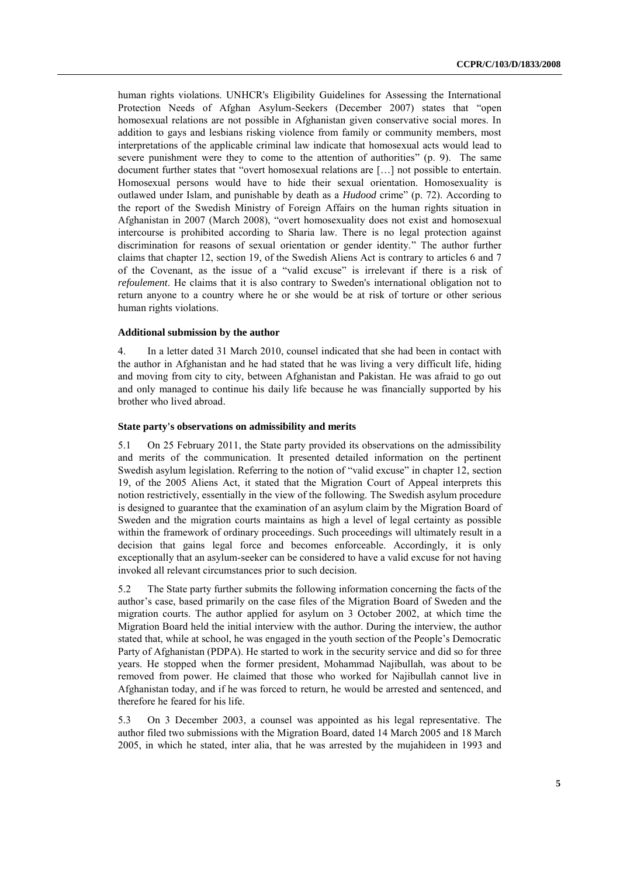human rights violations. UNHCR's Eligibility Guidelines for Assessing the International Protection Needs of Afghan Asylum-Seekers (December 2007) states that "open homosexual relations are not possible in Afghanistan given conservative social mores. In addition to gays and lesbians risking violence from family or community members, most interpretations of the applicable criminal law indicate that homosexual acts would lead to severe punishment were they to come to the attention of authorities" (p. 9). The same document further states that "overt homosexual relations are […] not possible to entertain. Homosexual persons would have to hide their sexual orientation. Homosexuality is outlawed under Islam, and punishable by death as a *Hudood* crime" (p. 72). According to the report of the Swedish Ministry of Foreign Affairs on the human rights situation in Afghanistan in 2007 (March 2008), "overt homosexuality does not exist and homosexual intercourse is prohibited according to Sharia law. There is no legal protection against discrimination for reasons of sexual orientation or gender identity." The author further claims that chapter 12, section 19, of the Swedish Aliens Act is contrary to articles 6 and 7 of the Covenant, as the issue of a "valid excuse" is irrelevant if there is a risk of *refoulement*. He claims that it is also contrary to Sweden's international obligation not to return anyone to a country where he or she would be at risk of torture or other serious human rights violations.

### Additional submission by the author

4. In a letter dated 31 March 2010, counsel indicated that she had been in contact with the author in Afghanistan and he had stated that he was living a very difficult life, hiding and moving from city to city, between Afghanistan and Pakistan. He was afraid to go out and only managed to continue his daily life because he was financially supported by his brother who lived abroad.

### State party's observations on admissibility and merits

5.1 On 25 February 2011, the State party provided its observations on the admissibility and merits of the communication. It presented detailed information on the pertinent Swedish asylum legislation. Referring to the notion of "valid excuse" in chapter 12, section 19, of the 2005 Aliens Act, it stated that the Migration Court of Appeal interprets this notion restrictively, essentially in the view of the following. The Swedish asylum procedure is designed to guarantee that the examination of an asylum claim by the Migration Board of Sweden and the migration courts maintains as high a level of legal certainty as possible within the framework of ordinary proceedings. Such proceedings will ultimately result in a decision that gains legal force and becomes enforceable. Accordingly, it is only exceptionally that an asylum-seeker can be considered to have a valid excuse for not having invoked all relevant circumstances prior to such decision.

5.2 The State party further submits the following information concerning the facts of the author's case, based primarily on the case files of the Migration Board of Sweden and the migration courts. The author applied for asylum on 3 October 2002, at which time the Migration Board held the initial interview with the author. During the interview, the author stated that, while at school, he was engaged in the youth section of the People's Democratic Party of Afghanistan (PDPA). He started to work in the security service and did so for three years. He stopped when the former president, Mohammad Najibullah, was about to be removed from power. He claimed that those who worked for Najibullah cannot live in Afghanistan today, and if he was forced to return, he would be arrested and sentenced, and therefore he feared for his life.

5.3 On 3 December 2003, a counsel was appointed as his legal representative. The author filed two submissions with the Migration Board, dated 14 March 2005 and 18 March 2005, in which he stated, inter alia, that he was arrested by the mujahideen in 1993 and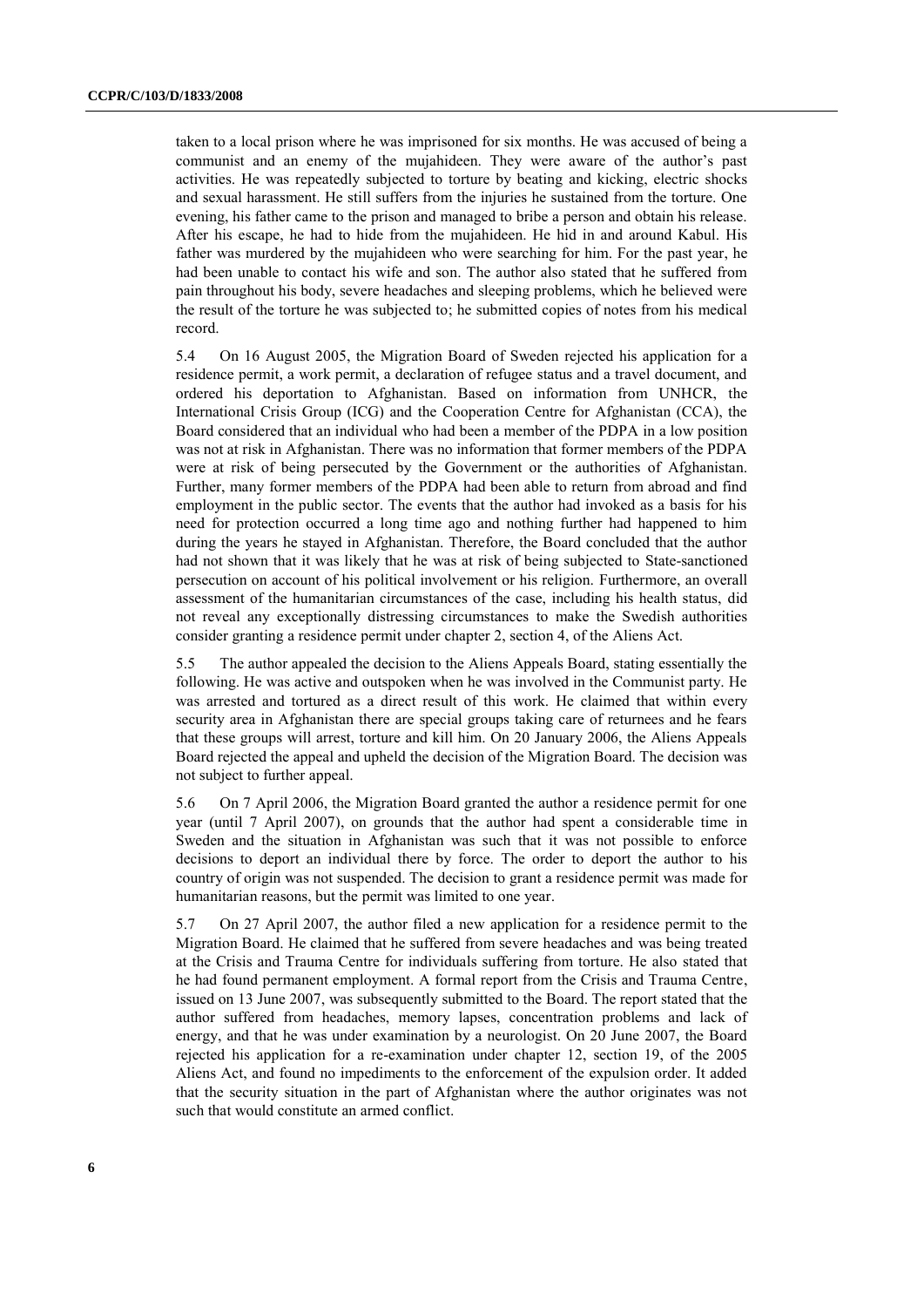taken to a local prison where he was imprisoned for six months. He was accused of being a communist and an enemy of the mujahideen. They were aware of the author's past activities. He was repeatedly subjected to torture by beating and kicking, electric shocks and sexual harassment. He still suffers from the injuries he sustained from the torture. One evening, his father came to the prison and managed to bribe a person and obtain his release. After his escape, he had to hide from the mujahideen. He hid in and around Kabul. His father was murdered by the mujahideen who were searching for him. For the past year, he had been unable to contact his wife and son. The author also stated that he suffered from pain throughout his body, severe headaches and sleeping problems, which he believed were the result of the torture he was subjected to; he submitted copies of notes from his medical record.

5.4 On 16 August 2005, the Migration Board of Sweden rejected his application for a residence permit, a work permit, a declaration of refugee status and a travel document, and ordered his deportation to Afghanistan. Based on information from UNHCR, the International Crisis Group (ICG) and the Cooperation Centre for Afghanistan (CCA), the Board considered that an individual who had been a member of the PDPA in a low position was not at risk in Afghanistan. There was no information that former members of the PDPA were at risk of being persecuted by the Government or the authorities of Afghanistan. Further, many former members of the PDPA had been able to return from abroad and find employment in the public sector. The events that the author had invoked as a basis for his need for protection occurred a long time ago and nothing further had happened to him during the years he stayed in Afghanistan. Therefore, the Board concluded that the author had not shown that it was likely that he was at risk of being subjected to State-sanctioned persecution on account of his political involvement or his religion. Furthermore, an overall assessment of the humanitarian circumstances of the case, including his health status, did not reveal any exceptionally distressing circumstances to make the Swedish authorities consider granting a residence permit under chapter 2, section 4, of the Aliens Act.

5.5 The author appealed the decision to the Aliens Appeals Board, stating essentially the following. He was active and outspoken when he was involved in the Communist party. He was arrested and tortured as a direct result of this work. He claimed that within every security area in Afghanistan there are special groups taking care of returnees and he fears that these groups will arrest, torture and kill him. On 20 January 2006, the Aliens Appeals Board rejected the appeal and upheld the decision of the Migration Board. The decision was not subject to further appeal.

5.6 On 7 April 2006, the Migration Board granted the author a residence permit for one year (until 7 April 2007), on grounds that the author had spent a considerable time in Sweden and the situation in Afghanistan was such that it was not possible to enforce decisions to deport an individual there by force. The order to deport the author to his country of origin was not suspended. The decision to grant a residence permit was made for humanitarian reasons, but the permit was limited to one year.

5.7 On 27 April 2007, the author filed a new application for a residence permit to the Migration Board. He claimed that he suffered from severe headaches and was being treated at the Crisis and Trauma Centre for individuals suffering from torture. He also stated that he had found permanent employment. A formal report from the Crisis and Trauma Centre, issued on 13 June 2007, was subsequently submitted to the Board. The report stated that the author suffered from headaches, memory lapses, concentration problems and lack of energy, and that he was under examination by a neurologist. On 20 June 2007, the Board rejected his application for a re-examination under chapter 12, section 19, of the 2005 Aliens Act, and found no impediments to the enforcement of the expulsion order. It added that the security situation in the part of Afghanistan where the author originates was not such that would constitute an armed conflict.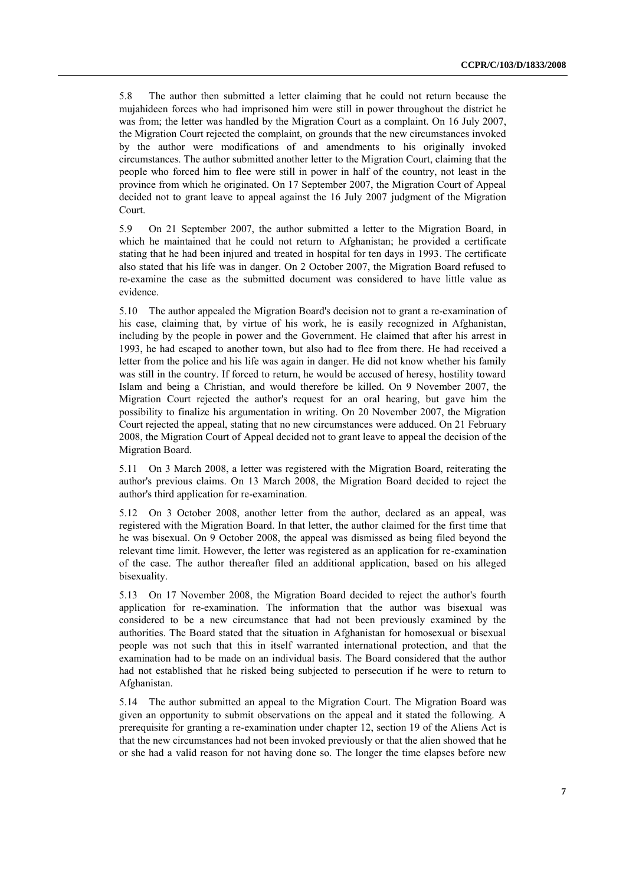5.8 The author then submitted a letter claiming that he could not return because the mujahideen forces who had imprisoned him were still in power throughout the district he was from; the letter was handled by the Migration Court as a complaint. On 16 July 2007, the Migration Court rejected the complaint, on grounds that the new circumstances invoked by the author were modifications of and amendments to his originally invoked circumstances. The author submitted another letter to the Migration Court, claiming that the people who forced him to flee were still in power in half of the country, not least in the province from which he originated. On 17 September 2007, the Migration Court of Appeal decided not to grant leave to appeal against the 16 July 2007 judgment of the Migration Court.

5.9 On 21 September 2007, the author submitted a letter to the Migration Board, in which he maintained that he could not return to Afghanistan; he provided a certificate stating that he had been injured and treated in hospital for ten days in 1993. The certificate also stated that his life was in danger. On 2 October 2007, the Migration Board refused to re-examine the case as the submitted document was considered to have little value as evidence.

5.10 The author appealed the Migration Board's decision not to grant a re-examination of his case, claiming that, by virtue of his work, he is easily recognized in Afghanistan, including by the people in power and the Government. He claimed that after his arrest in 1993, he had escaped to another town, but also had to flee from there. He had received a letter from the police and his life was again in danger. He did not know whether his family was still in the country. If forced to return, he would be accused of heresy, hostility toward Islam and being a Christian, and would therefore be killed. On 9 November 2007, the Migration Court rejected the author's request for an oral hearing, but gave him the possibility to finalize his argumentation in writing. On 20 November 2007, the Migration Court rejected the appeal, stating that no new circumstances were adduced. On 21 February 2008, the Migration Court of Appeal decided not to grant leave to appeal the decision of the Migration Board.

5.11 On 3 March 2008, a letter was registered with the Migration Board, reiterating the author's previous claims. On 13 March 2008, the Migration Board decided to reject the author's third application for re-examination.

5.12 On 3 October 2008, another letter from the author, declared as an appeal, was registered with the Migration Board. In that letter, the author claimed for the first time that he was bisexual. On 9 October 2008, the appeal was dismissed as being filed beyond the relevant time limit. However, the letter was registered as an application for re-examination of the case. The author thereafter filed an additional application, based on his alleged bisexuality.

5.13 On 17 November 2008, the Migration Board decided to reject the author's fourth application for re-examination. The information that the author was bisexual was considered to be a new circumstance that had not been previously examined by the authorities. The Board stated that the situation in Afghanistan for homosexual or bisexual people was not such that this in itself warranted international protection, and that the examination had to be made on an individual basis. The Board considered that the author had not established that he risked being subjected to persecution if he were to return to Afghanistan.

5.14 The author submitted an appeal to the Migration Court. The Migration Board was given an opportunity to submit observations on the appeal and it stated the following. A prerequisite for granting a re-examination under chapter 12, section 19 of the Aliens Act is that the new circumstances had not been invoked previously or that the alien showed that he or she had a valid reason for not having done so. The longer the time elapses before new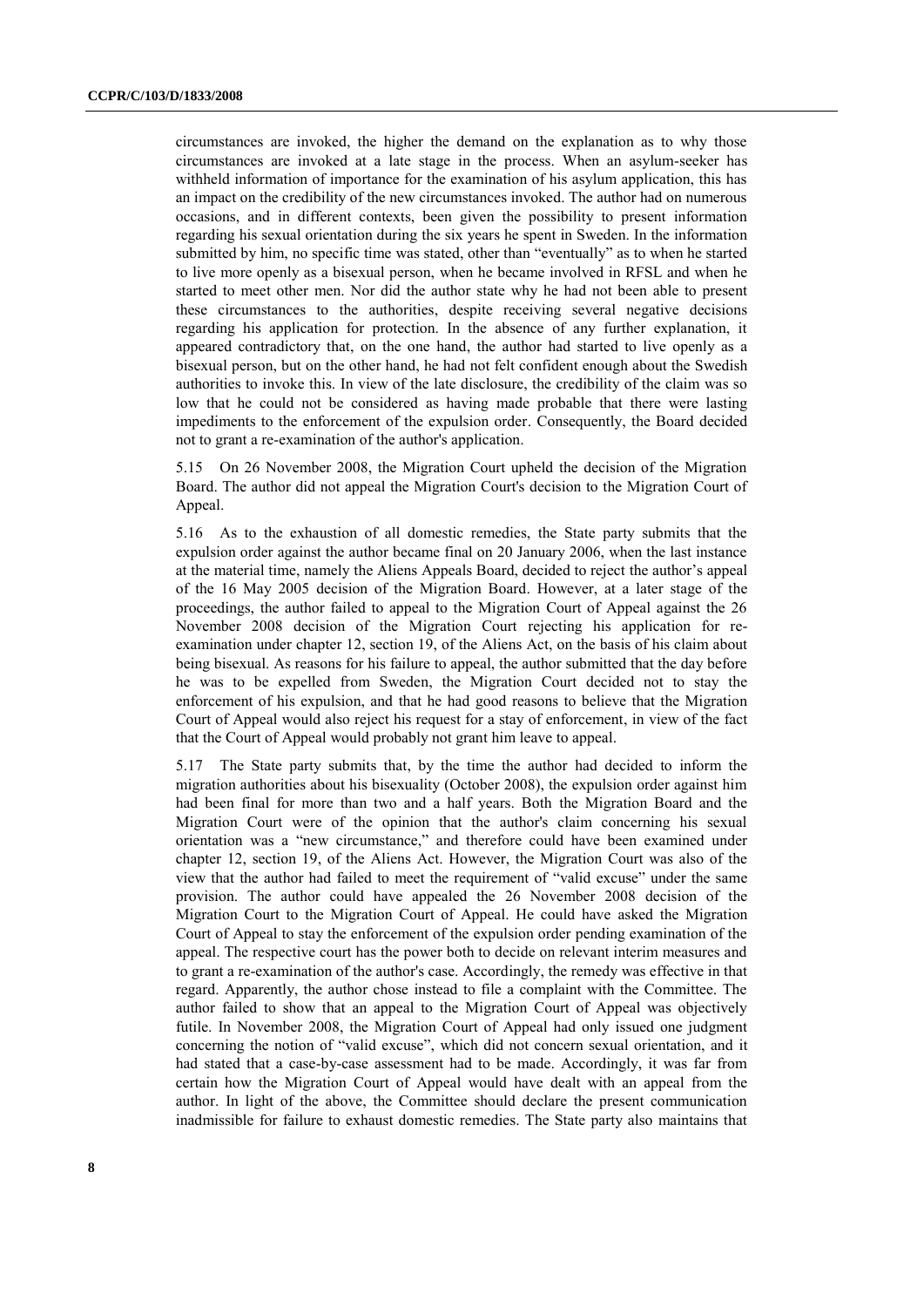circumstances are invoked, the higher the demand on the explanation as to why those circumstances are invoked at a late stage in the process. When an asylum-seeker has withheld information of importance for the examination of his asylum application, this has an impact on the credibility of the new circumstances invoked. The author had on numerous occasions, and in different contexts, been given the possibility to present information regarding his sexual orientation during the six years he spent in Sweden. In the information submitted by him, no specific time was stated, other than "eventually" as to when he started to live more openly as a bisexual person, when he became involved in RFSL and when he started to meet other men. Nor did the author state why he had not been able to present these circumstances to the authorities, despite receiving several negative decisions regarding his application for protection. In the absence of any further explanation, it appeared contradictory that, on the one hand, the author had started to live openly as a bisexual person, but on the other hand, he had not felt confident enough about the Swedish authorities to invoke this. In view of the late disclosure, the credibility of the claim was so low that he could not be considered as having made probable that there were lasting impediments to the enforcement of the expulsion order. Consequently, the Board decided not to grant a re-examination of the author's application.

5.15 On 26 November 2008, the Migration Court upheld the decision of the Migration Board. The author did not appeal the Migration Court's decision to the Migration Court of Appeal.

5.16 As to the exhaustion of all domestic remedies, the State party submits that the expulsion order against the author became final on 20 January 2006, when the last instance at the material time, namely the Aliens Appeals Board, decided to reject the author's appeal of the 16 May 2005 decision of the Migration Board. However, at a later stage of the proceedings, the author failed to appeal to the Migration Court of Appeal against the 26 November 2008 decision of the Migration Court rejecting his application for re-examination under chapter 12, section 19, of the Aliens Act, on the basis of his claim about being bisexual. As reasons for his failure to appeal, the author submitted that the day before he was to be expelled from Sweden, the Migration Court decided not to stay the enforcement of his expulsion, and that he had good reasons to believe that the Migration Court of Appeal would also reject his request for a stay of enforcement, in view of the fact that the Court of Appeal would probably not grant him leave to appeal.

5.17 The State party submits that, by the time the author had decided to inform the migration authorities about his bisexuality (October 2008), the expulsion order against him had been final for more than two and a half years. Both the Migration Board and the Migration Court were of the opinion that the author's claim concerning his sexual orientation was a "new circumstance," and therefore could have been examined under chapter 12, section 19, of the Aliens Act. However, the Migration Court was also of the view that the author had failed to meet the requirement of "valid excuse" under the same provision. The author could have appealed the 26 November 2008 decision of the Migration Court to the Migration Court of Appeal. He could have asked the Migration Court of Appeal to stay the enforcement of the expulsion order pending examination of the appeal. The respective court has the power both to decide on relevant interim measures and to grant a re-examination of the author's case. Accordingly, the remedy was effective in that regard. Apparently, the author chose instead to file a complaint with the Committee. The author failed to show that an appeal to the Migration Court of Appeal was objectively futile. In November 2008, the Migration Court of Appeal had only issued one judgment concerning the notion of "valid excuse", which did not concern sexual orientation, and it had stated that a case-by-case assessment had to be made. Accordingly, it was far from certain how the Migration Court of Appeal would have dealt with an appeal from the author. In light of the above, the Committee should declare the present communication inadmissible for failure to exhaust domestic remedies. The State party also maintains that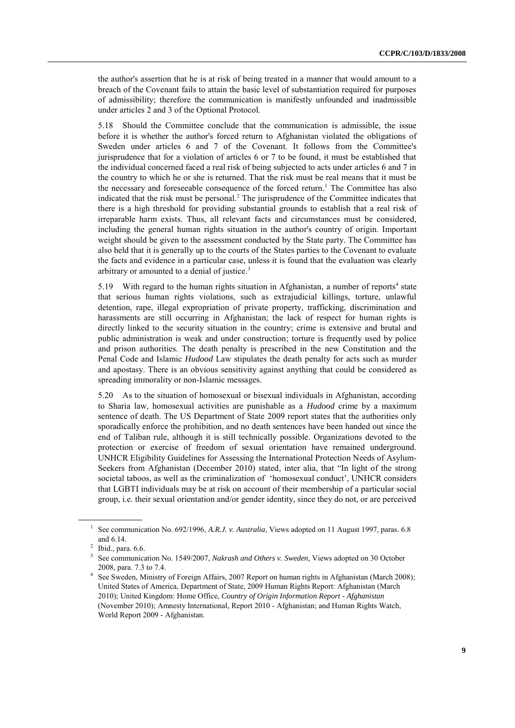the author's assertion that he is at risk of being treated in a manner that would amount to a breach of the Covenant fails to attain the basic level of substantiation required for purposes of admissibility; therefore the communication is manifestly unfounded and inadmissible under articles 2 and 3 of the Optional Protocol.

5.18 Should the Committee conclude that the communication is admissible, the issue before it is whether the author's forced return to Afghanistan violated the obligations of Sweden under articles 6 and 7 of the Covenant. It follows from the Committee's jurisprudence that for a violation of articles 6 or 7 to be found, it must be established that the individual concerned faced a real risk of being subjected to acts under articles 6 and 7 in the country to which he or she is returned. That the risk must be real means that it must be the necessary and foreseeable consequence of the forced return.[1] The Committee has also indicated that the risk must be personal.[2] The jurisprudence of the Committee indicates that there is a high threshold for providing substantial grounds to establish that a real risk of irreparable harm exists. Thus, all relevant facts and circumstances must be considered, including the general human rights situation in the author's country of origin. Important weight should be given to the assessment conducted by the State party. The Committee has also held that it is generally up to the courts of the States parties to the Covenant to evaluate the facts and evidence in a particular case, unless it is found that the evaluation was clearly arbitrary or amounted to a denial of justice.[3]

5.19 With regard to the human rights situation in Afghanistan, a number of reports[4] state that serious human rights violations, such as extrajudicial killings, torture, unlawful detention, rape, illegal expropriation of private property, trafficking, discrimination and harassments are still occurring in Afghanistan; the lack of respect for human rights is directly linked to the security situation in the country; crime is extensive and brutal and public administration is weak and under construction; torture is frequently used by police and prison authorities. The death penalty is prescribed in the new Constitution and the Penal Code and Islamic *Hudood* Law stipulates the death penalty for acts such as murder and apostasy. There is an obvious sensitivity against anything that could be considered as spreading immorality or non-Islamic messages.

5.20 As to the situation of homosexual or bisexual individuals in Afghanistan, according to Sharia law, homosexual activities are punishable as a *Hudood* crime by a maximum sentence of death. The US Department of State 2009 report states that the authorities only sporadically enforce the prohibition, and no death sentences have been handed out since the end of Taliban rule, although it is still technically possible. Organizations devoted to the protection or exercise of freedom of sexual orientation have remained underground. UNHCR Eligibility Guidelines for Assessing the International Protection Needs of Asylum-Seekers from Afghanistan (December 2010) stated, inter alia, that "In light of the strong societal taboos, as well as the criminalization of 'homosexual conduct', UNHCR considers that LGBTI individuals may be at risk on account of their membership of a particular social group, i.e. their sexual orientation and/or gender identity, since they do not, or are perceived

---

[1] See communication No. 692/1996, *A.R.J. v. Australia,* Views adopted on 11 August 1997, paras. 6.8 and 6.14.

[2] Ibid., para. 6.6.

[3] See communication No. 1549/2007, *Nakrash and Others v. Sweden,* Views adopted on 30 October 2008, para. 7.3 to 7.4.

[4] See Sweden, Ministry of Foreign Affairs, 2007 Report on human rights in Afghanistan (March 2008); United States of America, Department of State, 2009 Human Rights Report: Afghanistan (March 2010); United Kingdom: Home Office, *Country of Origin Information Report - Afghanistan* (November 2010); Amnesty International, Report 2010 - Afghanistan; and Human Rights Watch, World Report 2009 - Afghanistan.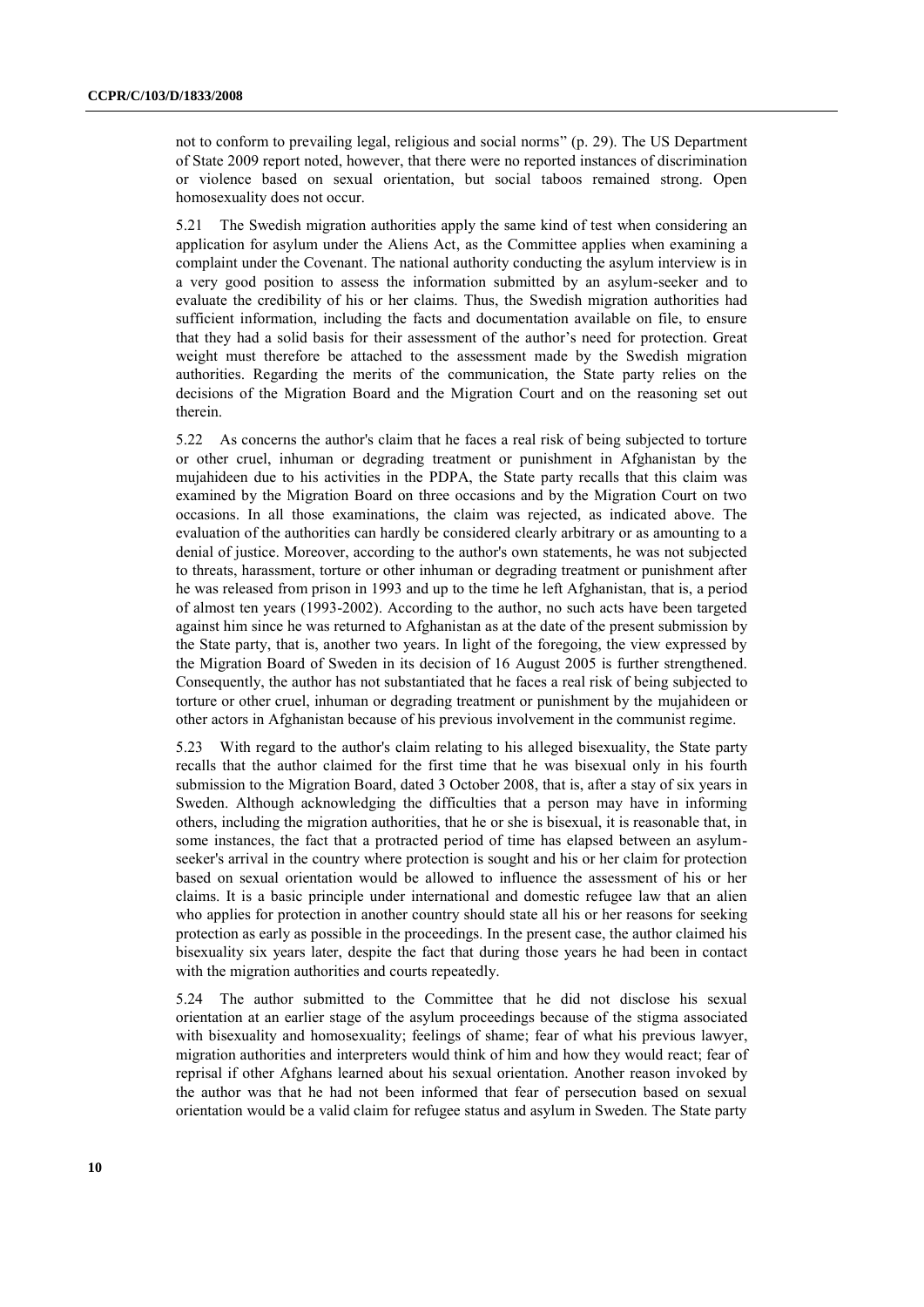not to conform to prevailing legal, religious and social norms" (p. 29). The US Department of State 2009 report noted, however, that there were no reported instances of discrimination or violence based on sexual orientation, but social taboos remained strong. Open homosexuality does not occur.

5.21 The Swedish migration authorities apply the same kind of test when considering an application for asylum under the Aliens Act, as the Committee applies when examining a complaint under the Covenant. The national authority conducting the asylum interview is in a very good position to assess the information submitted by an asylum-seeker and to evaluate the credibility of his or her claims. Thus, the Swedish migration authorities had sufficient information, including the facts and documentation available on file, to ensure that they had a solid basis for their assessment of the author's need for protection. Great weight must therefore be attached to the assessment made by the Swedish migration authorities. Regarding the merits of the communication, the State party relies on the decisions of the Migration Board and the Migration Court and on the reasoning set out therein.

5.22 As concerns the author's claim that he faces a real risk of being subjected to torture or other cruel, inhuman or degrading treatment or punishment in Afghanistan by the mujahideen due to his activities in the PDPA, the State party recalls that this claim was examined by the Migration Board on three occasions and by the Migration Court on two occasions. In all those examinations, the claim was rejected, as indicated above. The evaluation of the authorities can hardly be considered clearly arbitrary or as amounting to a denial of justice. Moreover, according to the author's own statements, he was not subjected to threats, harassment, torture or other inhuman or degrading treatment or punishment after he was released from prison in 1993 and up to the time he left Afghanistan, that is, a period of almost ten years (1993-2002). According to the author, no such acts have been targeted against him since he was returned to Afghanistan as at the date of the present submission by the State party, that is, another two years. In light of the foregoing, the view expressed by the Migration Board of Sweden in its decision of 16 August 2005 is further strengthened. Consequently, the author has not substantiated that he faces a real risk of being subjected to torture or other cruel, inhuman or degrading treatment or punishment by the mujahideen or other actors in Afghanistan because of his previous involvement in the communist regime.

5.23 With regard to the author's claim relating to his alleged bisexuality, the State party recalls that the author claimed for the first time that he was bisexual only in his fourth submission to the Migration Board, dated 3 October 2008, that is, after a stay of six years in Sweden. Although acknowledging the difficulties that a person may have in informing others, including the migration authorities, that he or she is bisexual, it is reasonable that, in some instances, the fact that a protracted period of time has elapsed between an asylum-seeker's arrival in the country where protection is sought and his or her claim for protection based on sexual orientation would be allowed to influence the assessment of his or her claims. It is a basic principle under international and domestic refugee law that an alien who applies for protection in another country should state all his or her reasons for seeking protection as early as possible in the proceedings. In the present case, the author claimed his bisexuality six years later, despite the fact that during those years he had been in contact with the migration authorities and courts repeatedly.

5.24 The author submitted to the Committee that he did not disclose his sexual orientation at an earlier stage of the asylum proceedings because of the stigma associated with bisexuality and homosexuality; feelings of shame; fear of what his previous lawyer, migration authorities and interpreters would think of him and how they would react; fear of reprisal if other Afghans learned about his sexual orientation. Another reason invoked by the author was that he had not been informed that fear of persecution based on sexual orientation would be a valid claim for refugee status and asylum in Sweden. The State party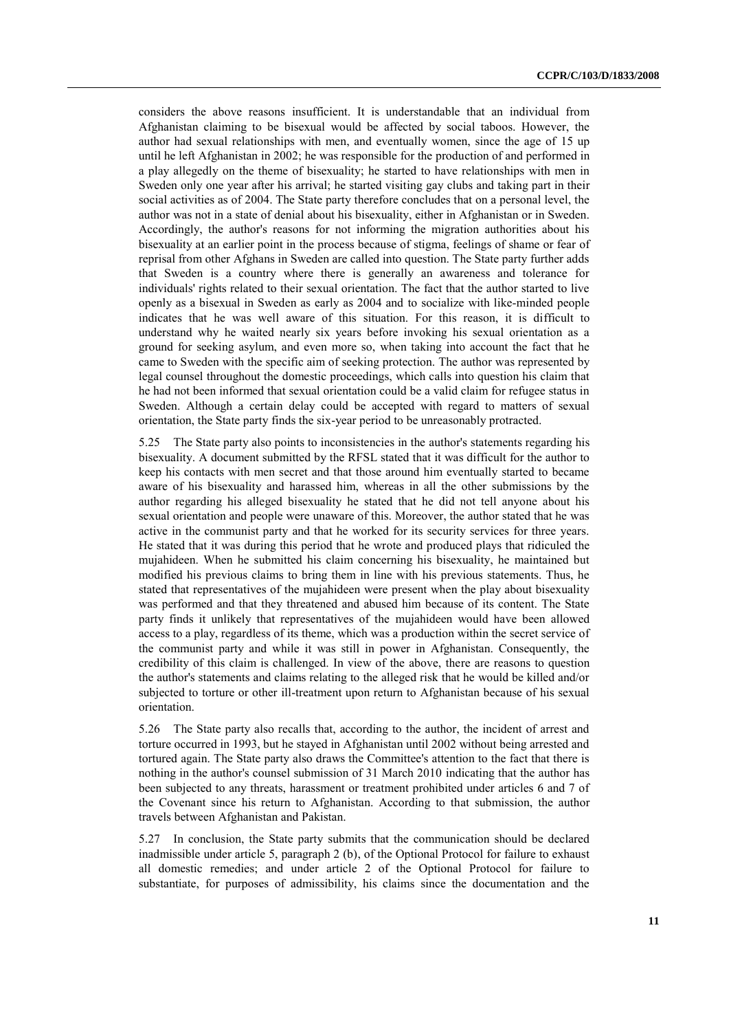considers the above reasons insufficient. It is understandable that an individual from Afghanistan claiming to be bisexual would be affected by social taboos. However, the author had sexual relationships with men, and eventually women, since the age of 15 up until he left Afghanistan in 2002; he was responsible for the production of and performed in a play allegedly on the theme of bisexuality; he started to have relationships with men in Sweden only one year after his arrival; he started visiting gay clubs and taking part in their social activities as of 2004. The State party therefore concludes that on a personal level, the author was not in a state of denial about his bisexuality, either in Afghanistan or in Sweden. Accordingly, the author's reasons for not informing the migration authorities about his bisexuality at an earlier point in the process because of stigma, feelings of shame or fear of reprisal from other Afghans in Sweden are called into question. The State party further adds that Sweden is a country where there is generally an awareness and tolerance for individuals' rights related to their sexual orientation. The fact that the author started to live openly as a bisexual in Sweden as early as 2004 and to socialize with like-minded people indicates that he was well aware of this situation. For this reason, it is difficult to understand why he waited nearly six years before invoking his sexual orientation as a ground for seeking asylum, and even more so, when taking into account the fact that he came to Sweden with the specific aim of seeking protection. The author was represented by legal counsel throughout the domestic proceedings, which calls into question his claim that he had not been informed that sexual orientation could be a valid claim for refugee status in Sweden. Although a certain delay could be accepted with regard to matters of sexual orientation, the State party finds the six-year period to be unreasonably protracted.

5.25 The State party also points to inconsistencies in the author's statements regarding his bisexuality. A document submitted by the RFSL stated that it was difficult for the author to keep his contacts with men secret and that those around him eventually started to became aware of his bisexuality and harassed him, whereas in all the other submissions by the author regarding his alleged bisexuality he stated that he did not tell anyone about his sexual orientation and people were unaware of this. Moreover, the author stated that he was active in the communist party and that he worked for its security services for three years. He stated that it was during this period that he wrote and produced plays that ridiculed the mujahideen. When he submitted his claim concerning his bisexuality, he maintained but modified his previous claims to bring them in line with his previous statements. Thus, he stated that representatives of the mujahideen were present when the play about bisexuality was performed and that they threatened and abused him because of its content. The State party finds it unlikely that representatives of the mujahideen would have been allowed access to a play, regardless of its theme, which was a production within the secret service of the communist party and while it was still in power in Afghanistan. Consequently, the credibility of this claim is challenged. In view of the above, there are reasons to question the author's statements and claims relating to the alleged risk that he would be killed and/or subjected to torture or other ill-treatment upon return to Afghanistan because of his sexual orientation.

5.26 The State party also recalls that, according to the author, the incident of arrest and torture occurred in 1993, but he stayed in Afghanistan until 2002 without being arrested and tortured again. The State party also draws the Committee's attention to the fact that there is nothing in the author's counsel submission of 31 March 2010 indicating that the author has been subjected to any threats, harassment or treatment prohibited under articles 6 and 7 of the Covenant since his return to Afghanistan. According to that submission, the author travels between Afghanistan and Pakistan.

5.27 In conclusion, the State party submits that the communication should be declared inadmissible under article 5, paragraph 2 (b), of the Optional Protocol for failure to exhaust all domestic remedies; and under article 2 of the Optional Protocol for failure to substantiate, for purposes of admissibility, his claims since the documentation and the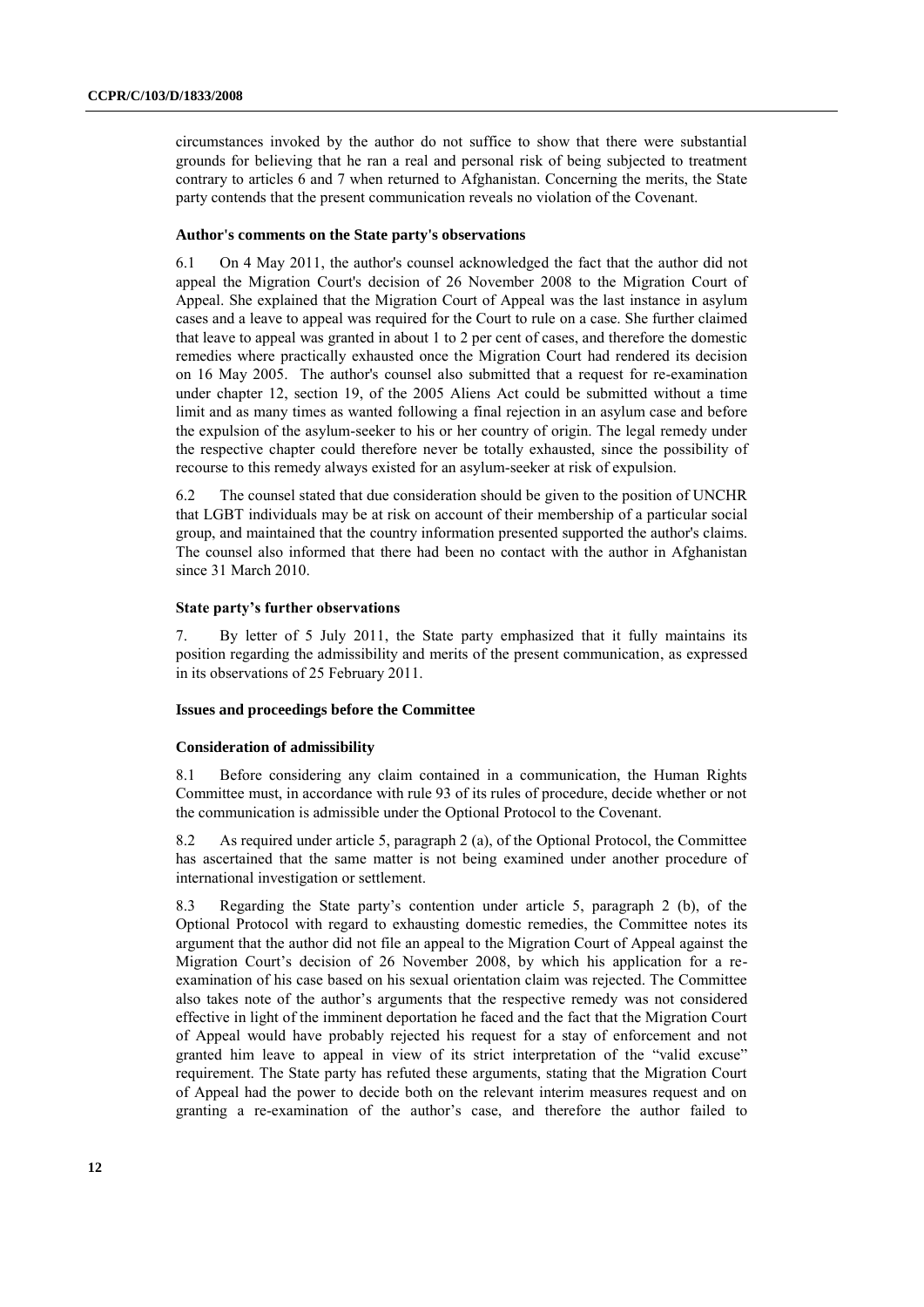circumstances invoked by the author do not suffice to show that there were substantial grounds for believing that he ran a real and personal risk of being subjected to treatment contrary to articles 6 and 7 when returned to Afghanistan. Concerning the merits, the State party contends that the present communication reveals no violation of the Covenant.

#### Author's comments on the State party's observations

6.1 On 4 May 2011, the author's counsel acknowledged the fact that the author did not appeal the Migration Court's decision of 26 November 2008 to the Migration Court of Appeal. She explained that the Migration Court of Appeal was the last instance in asylum cases and a leave to appeal was required for the Court to rule on a case. She further claimed that leave to appeal was granted in about 1 to 2 per cent of cases, and therefore the domestic remedies where practically exhausted once the Migration Court had rendered its decision on 16 May 2005. The author's counsel also submitted that a request for re-examination under chapter 12, section 19, of the 2005 Aliens Act could be submitted without a time limit and as many times as wanted following a final rejection in an asylum case and before the expulsion of the asylum-seeker to his or her country of origin. The legal remedy under the respective chapter could therefore never be totally exhausted, since the possibility of recourse to this remedy always existed for an asylum-seeker at risk of expulsion.

6.2 The counsel stated that due consideration should be given to the position of UNCHR that LGBT individuals may be at risk on account of their membership of a particular social group, and maintained that the country information presented supported the author's claims. The counsel also informed that there had been no contact with the author in Afghanistan since 31 March 2010.

#### State party's further observations

7. By letter of 5 July 2011, the State party emphasized that it fully maintains its position regarding the admissibility and merits of the present communication, as expressed in its observations of 25 February 2011.

#### Issues and proceedings before the Committee

#### Consideration of admissibility

8.1 Before considering any claim contained in a communication, the Human Rights Committee must, in accordance with rule 93 of its rules of procedure, decide whether or not the communication is admissible under the Optional Protocol to the Covenant.

8.2 As required under article 5, paragraph 2 (a), of the Optional Protocol, the Committee has ascertained that the same matter is not being examined under another procedure of international investigation or settlement.

8.3 Regarding the State party's contention under article 5, paragraph 2 (b), of the Optional Protocol with regard to exhausting domestic remedies, the Committee notes its argument that the author did not file an appeal to the Migration Court of Appeal against the Migration Court's decision of 26 November 2008, by which his application for a re-examination of his case based on his sexual orientation claim was rejected. The Committee also takes note of the author's arguments that the respective remedy was not considered effective in light of the imminent deportation he faced and the fact that the Migration Court of Appeal would have probably rejected his request for a stay of enforcement and not granted him leave to appeal in view of its strict interpretation of the "valid excuse" requirement. The State party has refuted these arguments, stating that the Migration Court of Appeal had the power to decide both on the relevant interim measures request and on granting a re-examination of the author's case, and therefore the author failed to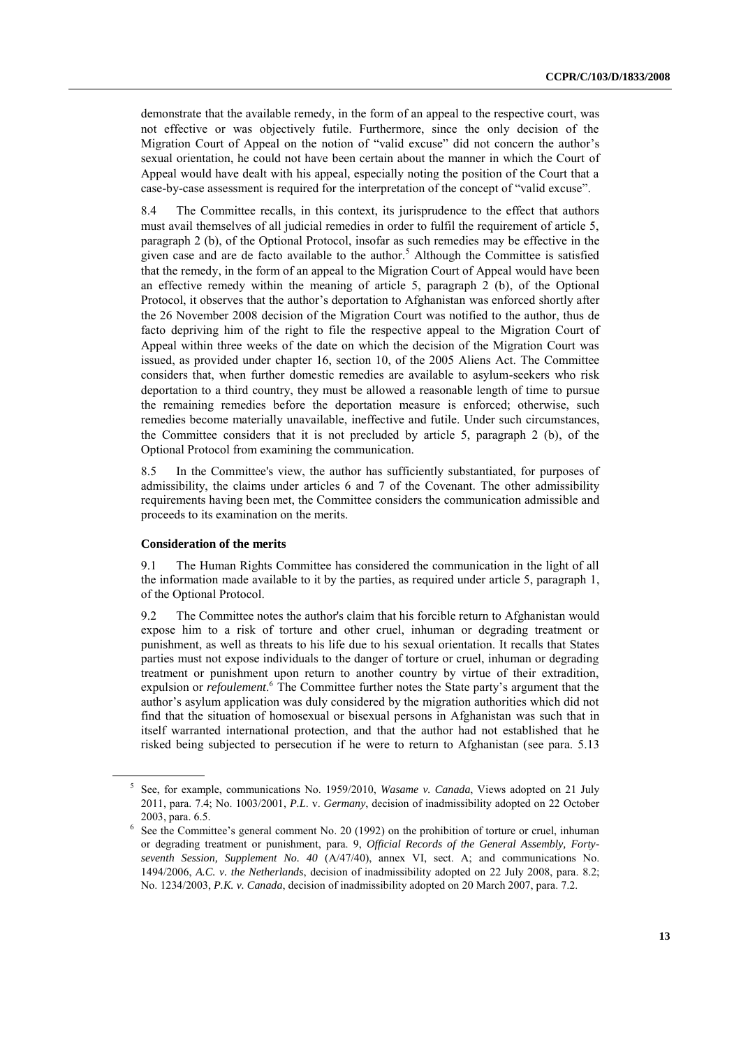demonstrate that the available remedy, in the form of an appeal to the respective court, was not effective or was objectively futile. Furthermore, since the only decision of the Migration Court of Appeal on the notion of "valid excuse" did not concern the author's sexual orientation, he could not have been certain about the manner in which the Court of Appeal would have dealt with his appeal, especially noting the position of the Court that a case-by-case assessment is required for the interpretation of the concept of "valid excuse".

8.4 The Committee recalls, in this context, its jurisprudence to the effect that authors must avail themselves of all judicial remedies in order to fulfil the requirement of article 5, paragraph 2 (b), of the Optional Protocol, insofar as such remedies may be effective in the given case and are de facto available to the author.[5] Although the Committee is satisfied that the remedy, in the form of an appeal to the Migration Court of Appeal would have been an effective remedy within the meaning of article 5, paragraph 2 (b), of the Optional Protocol, it observes that the author's deportation to Afghanistan was enforced shortly after the 26 November 2008 decision of the Migration Court was notified to the author, thus de facto depriving him of the right to file the respective appeal to the Migration Court of Appeal within three weeks of the date on which the decision of the Migration Court was issued, as provided under chapter 16, section 10, of the 2005 Aliens Act. The Committee considers that, when further domestic remedies are available to asylum-seekers who risk deportation to a third country, they must be allowed a reasonable length of time to pursue the remaining remedies before the deportation measure is enforced; otherwise, such remedies become materially unavailable, ineffective and futile. Under such circumstances, the Committee considers that it is not precluded by article 5, paragraph 2 (b), of the Optional Protocol from examining the communication.

8.5 In the Committee's view, the author has sufficiently substantiated, for purposes of admissibility, the claims under articles 6 and 7 of the Covenant. The other admissibility requirements having been met, the Committee considers the communication admissible and proceeds to its examination on the merits.

**Consideration of the merits**

9.1 The Human Rights Committee has considered the communication in the light of all the information made available to it by the parties, as required under article 5, paragraph 1, of the Optional Protocol.

9.2 The Committee notes the author's claim that his forcible return to Afghanistan would expose him to a risk of torture and other cruel, inhuman or degrading treatment or punishment, as well as threats to his life due to his sexual orientation. It recalls that States parties must not expose individuals to the danger of torture or cruel, inhuman or degrading treatment or punishment upon return to another country by virtue of their extradition, expulsion or *refoulement*.[6] The Committee further notes the State party's argument that the author's asylum application was duly considered by the migration authorities which did not find that the situation of homosexual or bisexual persons in Afghanistan was such that in itself warranted international protection, and that the author had not established that he risked being subjected to persecution if he were to return to Afghanistan (see para. 5.13

---

[5] See, for example, communications No. 1959/2010, *Wasame v. Canada*, Views adopted on 21 July 2011, para. 7.4; No. 1003/2001, *P.L.* v. *Germany*, decision of inadmissibility adopted on 22 October 2003, para. 6.5.

[6] See the Committee's general comment No. 20 (1992) on the prohibition of torture or cruel, inhuman or degrading treatment or punishment, para. 9, *Official Records of the General Assembly, Forty-seventh Session, Supplement No. 40* (A/47/40), annex VI, sect. A; and communications No. 1494/2006, *A.C. v. the Netherlands*, decision of inadmissibility adopted on 22 July 2008, para. 8.2; No. 1234/2003, *P.K. v. Canada*, decision of inadmissibility adopted on 20 March 2007, para. 7.2.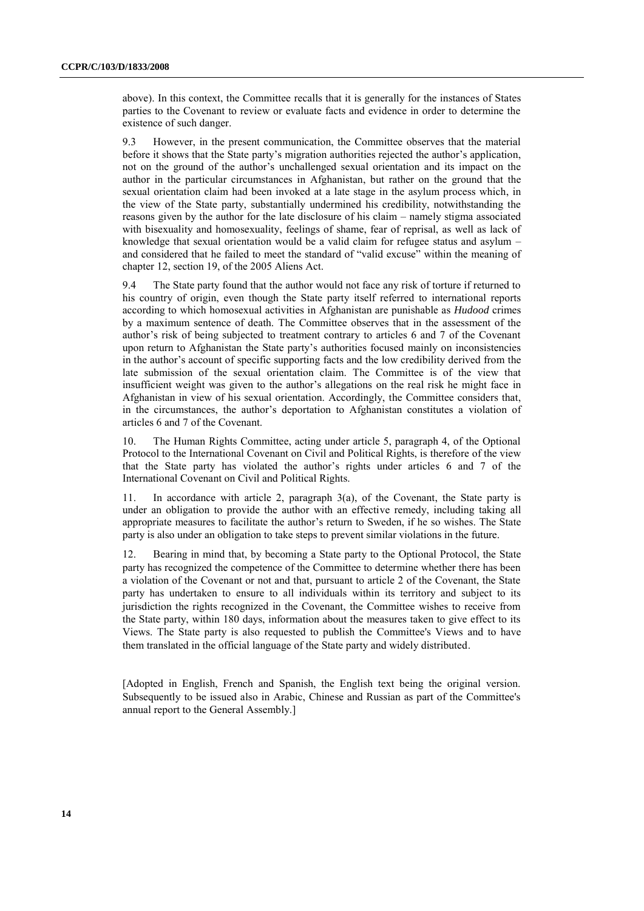above). In this context, the Committee recalls that it is generally for the instances of States parties to the Covenant to review or evaluate facts and evidence in order to determine the existence of such danger.

9.3 However, in the present communication, the Committee observes that the material before it shows that the State party's migration authorities rejected the author's application, not on the ground of the author's unchallenged sexual orientation and its impact on the author in the particular circumstances in Afghanistan, but rather on the ground that the sexual orientation claim had been invoked at a late stage in the asylum process which, in the view of the State party, substantially undermined his credibility, notwithstanding the reasons given by the author for the late disclosure of his claim – namely stigma associated with bisexuality and homosexuality, feelings of shame, fear of reprisal, as well as lack of knowledge that sexual orientation would be a valid claim for refugee status and asylum – and considered that he failed to meet the standard of "valid excuse" within the meaning of chapter 12, section 19, of the 2005 Aliens Act.

9.4 The State party found that the author would not face any risk of torture if returned to his country of origin, even though the State party itself referred to international reports according to which homosexual activities in Afghanistan are punishable as *Hudood* crimes by a maximum sentence of death. The Committee observes that in the assessment of the author's risk of being subjected to treatment contrary to articles 6 and 7 of the Covenant upon return to Afghanistan the State party's authorities focused mainly on inconsistencies in the author's account of specific supporting facts and the low credibility derived from the late submission of the sexual orientation claim. The Committee is of the view that insufficient weight was given to the author's allegations on the real risk he might face in Afghanistan in view of his sexual orientation. Accordingly, the Committee considers that, in the circumstances, the author's deportation to Afghanistan constitutes a violation of articles 6 and 7 of the Covenant.

10. The Human Rights Committee, acting under article 5, paragraph 4, of the Optional Protocol to the International Covenant on Civil and Political Rights, is therefore of the view that the State party has violated the author's rights under articles 6 and 7 of the International Covenant on Civil and Political Rights.

11. In accordance with article 2, paragraph 3(a), of the Covenant, the State party is under an obligation to provide the author with an effective remedy, including taking all appropriate measures to facilitate the author's return to Sweden, if he so wishes. The State party is also under an obligation to take steps to prevent similar violations in the future.

12. Bearing in mind that, by becoming a State party to the Optional Protocol, the State party has recognized the competence of the Committee to determine whether there has been a violation of the Covenant or not and that, pursuant to article 2 of the Covenant, the State party has undertaken to ensure to all individuals within its territory and subject to its jurisdiction the rights recognized in the Covenant, the Committee wishes to receive from the State party, within 180 days, information about the measures taken to give effect to its Views. The State party is also requested to publish the Committee's Views and to have them translated in the official language of the State party and widely distributed.

[Adopted in English, French and Spanish, the English text being the original version. Subsequently to be issued also in Arabic, Chinese and Russian as part of the Committee's annual report to the General Assembly.]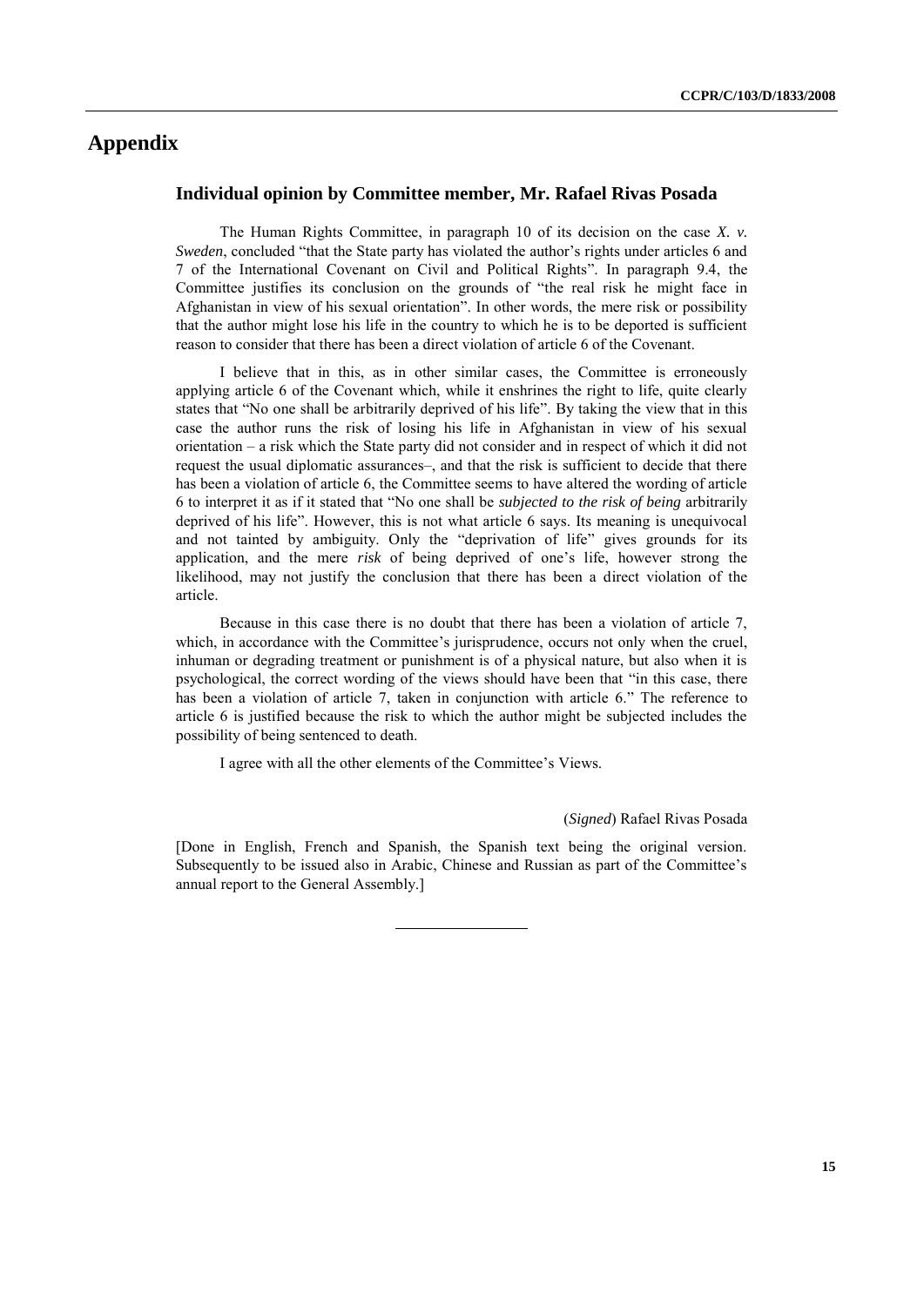# Appendix

## Individual opinion by Committee member, Mr. Rafael Rivas Posada

The Human Rights Committee, in paragraph 10 of its decision on the case *X. v. Sweden*, concluded "that the State party has violated the author's rights under articles 6 and 7 of the International Covenant on Civil and Political Rights". In paragraph 9.4, the Committee justifies its conclusion on the grounds of "the real risk he might face in Afghanistan in view of his sexual orientation". In other words, the mere risk or possibility that the author might lose his life in the country to which he is to be deported is sufficient reason to consider that there has been a direct violation of article 6 of the Covenant.

I believe that in this, as in other similar cases, the Committee is erroneously applying article 6 of the Covenant which, while it enshrines the right to life, quite clearly states that "No one shall be arbitrarily deprived of his life". By taking the view that in this case the author runs the risk of losing his life in Afghanistan in view of his sexual orientation – a risk which the State party did not consider and in respect of which it did not request the usual diplomatic assurances–, and that the risk is sufficient to decide that there has been a violation of article 6, the Committee seems to have altered the wording of article 6 to interpret it as if it stated that "No one shall be *subjected to the risk of being* arbitrarily deprived of his life". However, this is not what article 6 says. Its meaning is unequivocal and not tainted by ambiguity. Only the "deprivation of life" gives grounds for its application, and the mere *risk* of being deprived of one's life, however strong the likelihood, may not justify the conclusion that there has been a direct violation of the article.

Because in this case there is no doubt that there has been a violation of article 7, which, in accordance with the Committee's jurisprudence, occurs not only when the cruel, inhuman or degrading treatment or punishment is of a physical nature, but also when it is psychological, the correct wording of the views should have been that "in this case, there has been a violation of article 7, taken in conjunction with article 6." The reference to article 6 is justified because the risk to which the author might be subjected includes the possibility of being sentenced to death.

I agree with all the other elements of the Committee's Views.

(*Signed*) Rafael Rivas Posada

[Done in English, French and Spanish, the Spanish text being the original version. Subsequently to be issued also in Arabic, Chinese and Russian as part of the Committee's annual report to the General Assembly.]